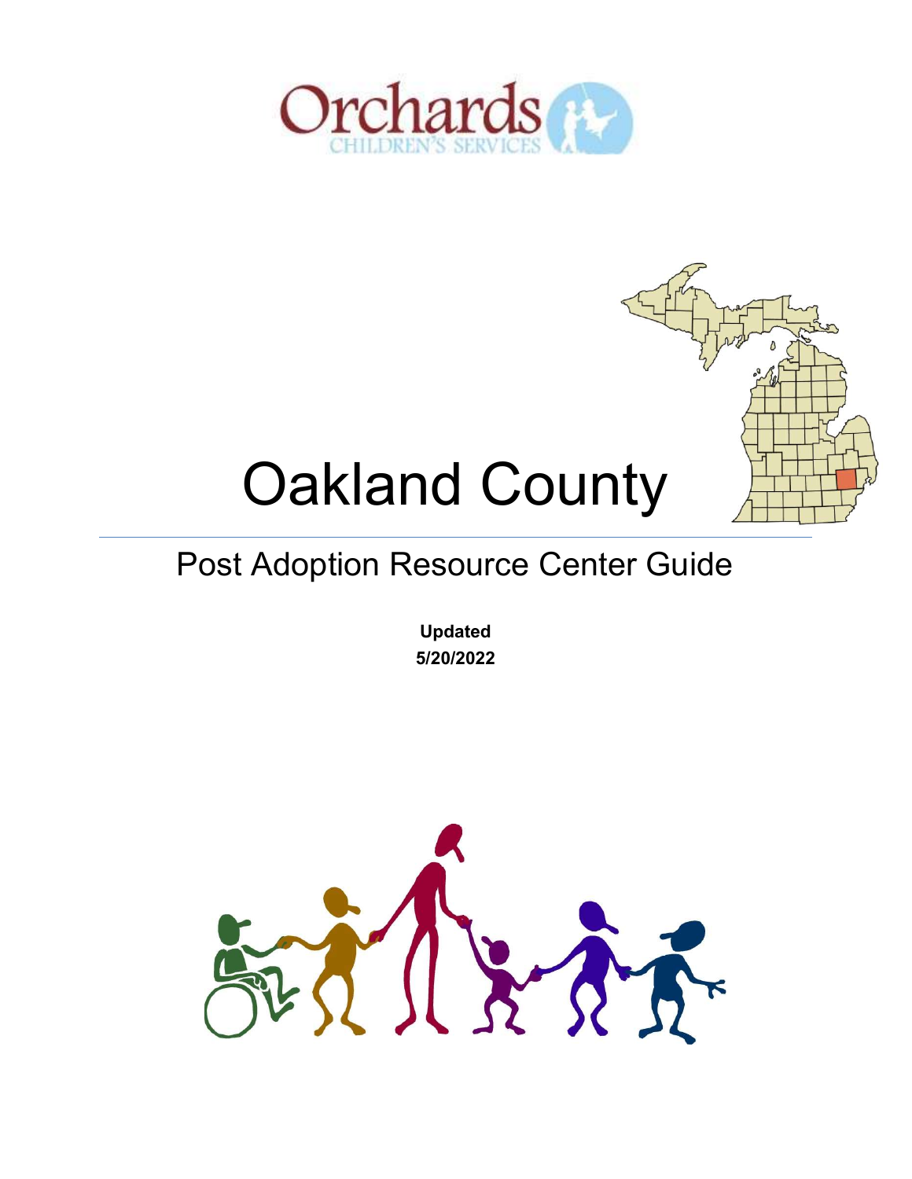Orchards
CHILDREN'S SERVICES

# Oakland County

## Post Adoption Resource Center Guide

**Updated**
**5/20/2022**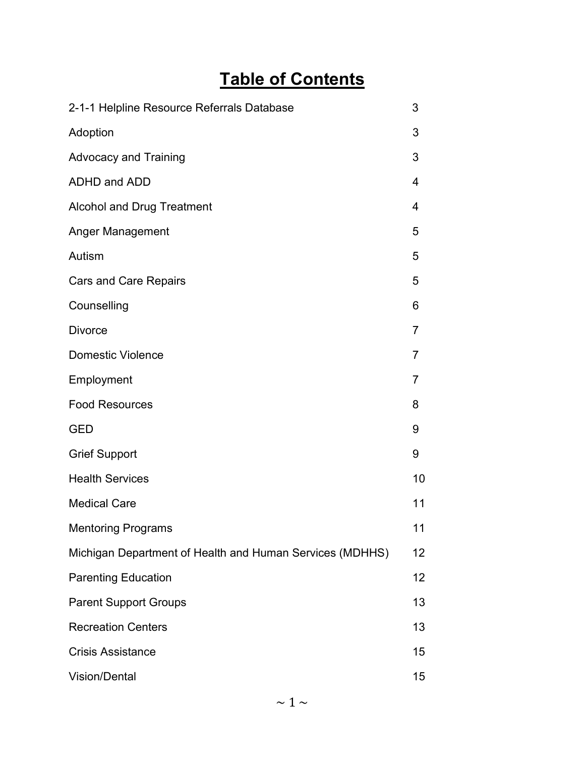# Table of Contents

| | |
|---|---|
| 2-1-1 Helpline Resource Referrals Database | 3 |
| Adoption | 3 |
| Advocacy and Training | 3 |
| ADHD and ADD | 4 |
| Alcohol and Drug Treatment | 4 |
| Anger Management | 5 |
| Autism | 5 |
| Cars and Care Repairs | 5 |
| Counselling | 6 |
| Divorce | 7 |
| Domestic Violence | 7 |
| Employment | 7 |
| Food Resources | 8 |
| GED | 9 |
| Grief Support | 9 |
| Health Services | 10 |
| Medical Care | 11 |
| Mentoring Programs | 11 |
| Michigan Department of Health and Human Services (MDHHS) | 12 |
| Parenting Education | 12 |
| Parent Support Groups | 13 |
| Recreation Centers | 13 |
| Crisis Assistance | 15 |
| Vision/Dental | 15 |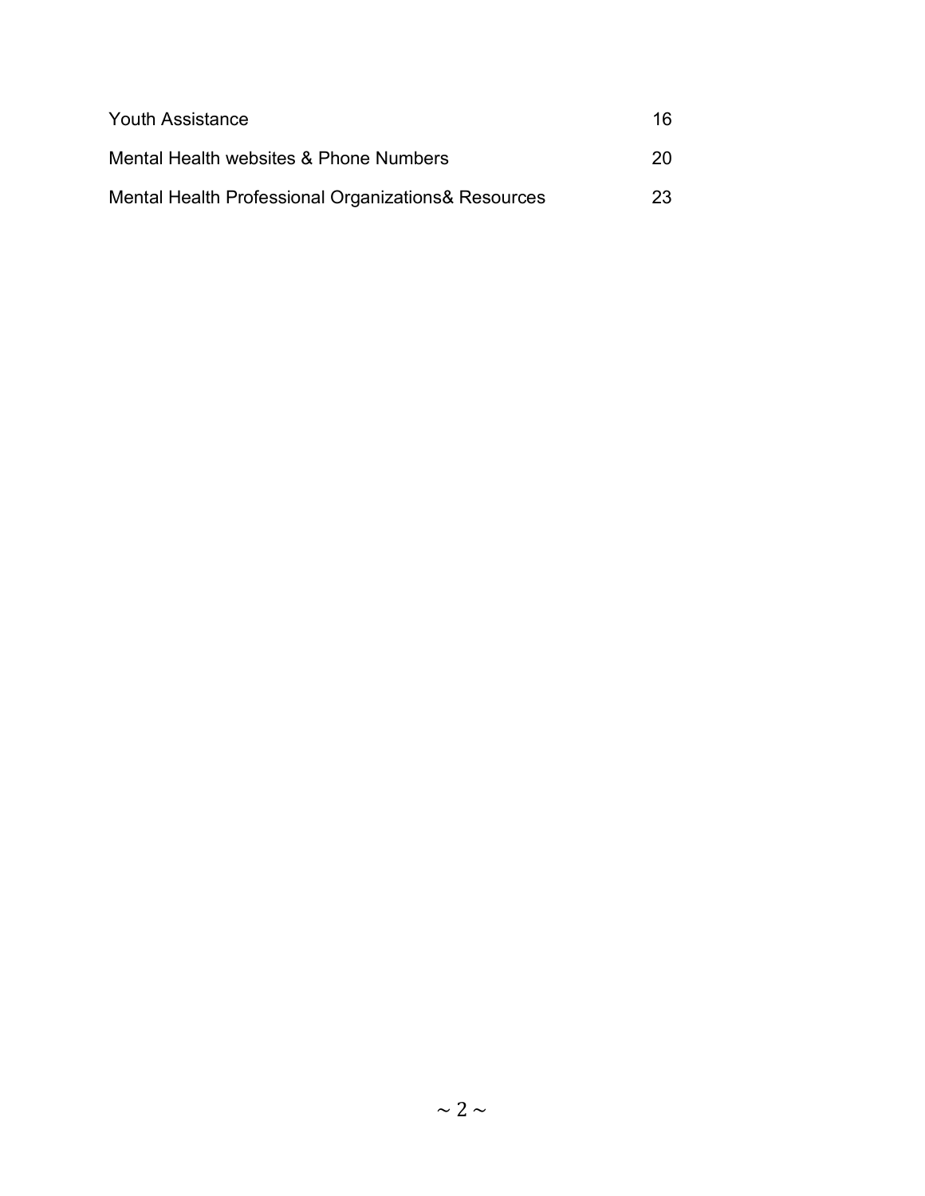| | |
|---|---|
| Youth Assistance | 16 |
| Mental Health websites & Phone Numbers | 20 |
| Mental Health Professional Organizations& Resources | 23 |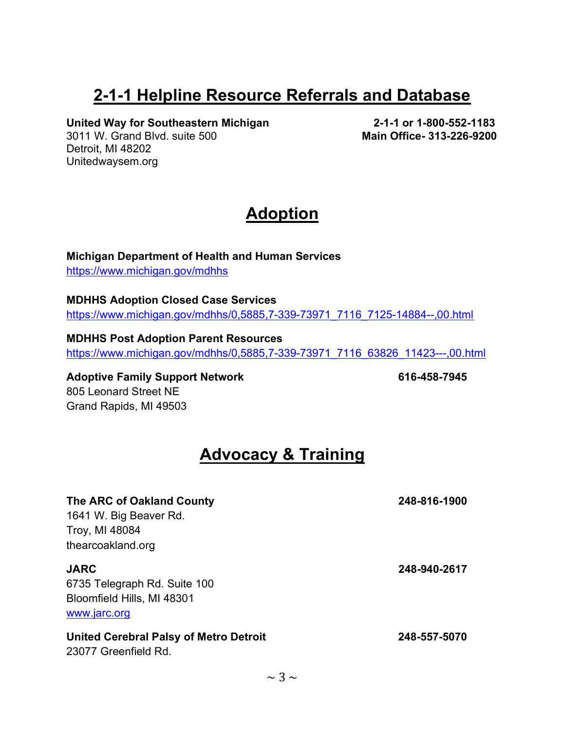## 2-1-1 Helpline Resource Referrals and Database

**United Way for Southeastern Michigan** **2-1-1 or 1-800-552-1183**
3011 W. Grand Blvd. suite 500 **Main Office- 313-226-9200**
Detroit, MI 48202
Unitedwaysem.org

## Adoption

**Michigan Department of Health and Human Services**
https://www.michigan.gov/mdhhs

**MDHHS Adoption Closed Case Services**
https://www.michigan.gov/mdhhs/0,5885,7-339-73971_7116_7125-14884--,00.html

**MDHHS Post Adoption Parent Resources**
https://www.michigan.gov/mdhhs/0,5885,7-339-73971_7116_63826_11423---,00.html

**Adoptive Family Support Network** **616-458-7945**
805 Leonard Street NE
Grand Rapids, MI 49503

## Advocacy & Training

**The ARC of Oakland County** **248-816-1900**
1641 W. Big Beaver Rd.
Troy, MI 48084
thearcoakland.org

**JARC** **248-940-2617**
6735 Telegraph Rd. Suite 100
Bloomfield Hills, MI 48301
www.jarc.org

**United Cerebral Palsy of Metro Detroit** **248-557-5070**
23077 Greenfield Rd.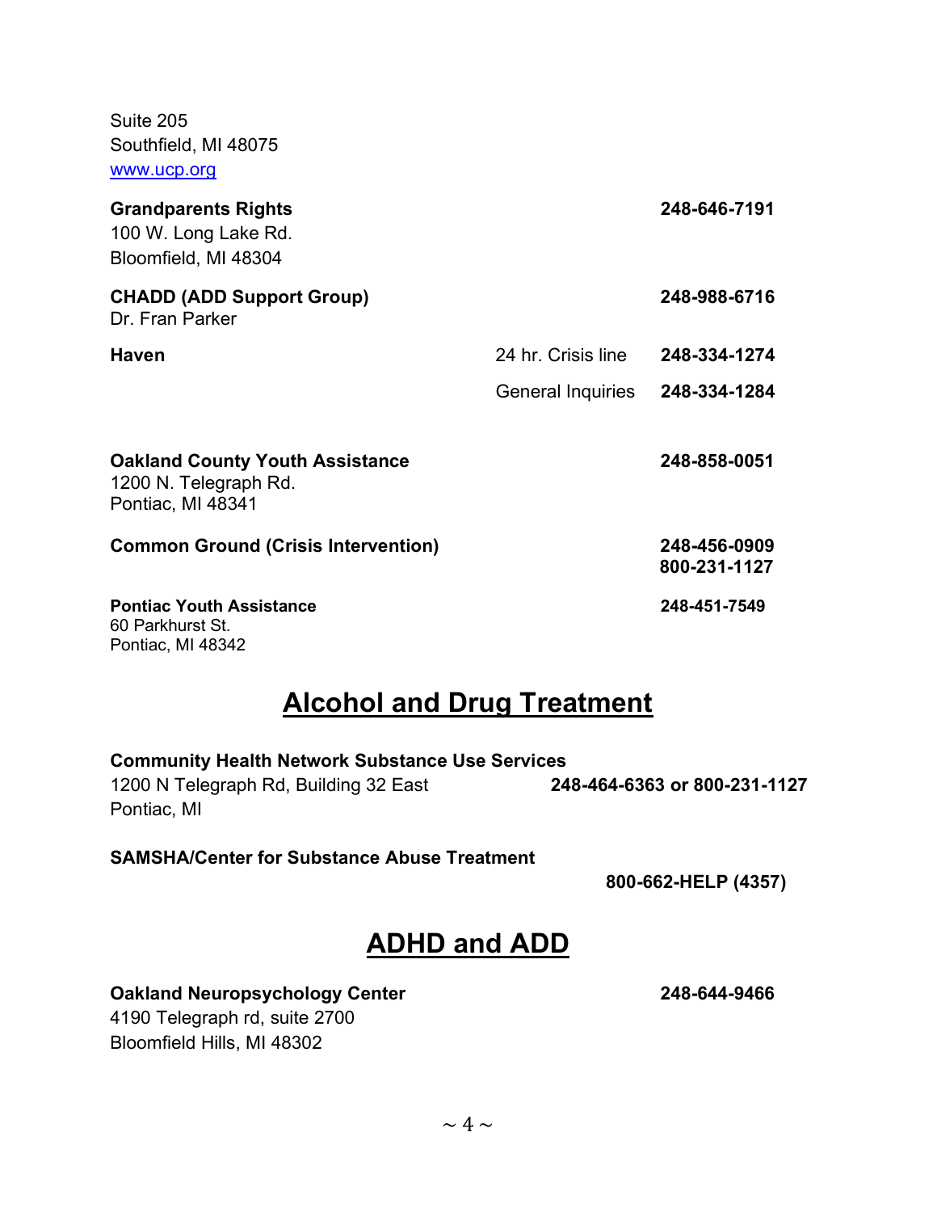Suite 205
Southfield, MI 48075
www.ucp.org

**Grandparents Rights** **248-646-7191**
100 W. Long Lake Rd.
Bloomfield, MI 48304

**CHADD (ADD Support Group)** **248-988-6716**
Dr. Fran Parker

**Haven**
24 hr. Crisis line **248-334-1274**
General Inquiries **248-334-1284**

**Oakland County Youth Assistance** **248-858-0051**
1200 N. Telegraph Rd.
Pontiac, MI 48341

**Common Ground (Crisis Intervention)** **248-456-0909**
**800-231-1127**

**Pontiac Youth Assistance** **248-451-7549**
60 Parkhurst St.
Pontiac, MI 48342

## Alcohol and Drug Treatment

**Community Health Network Substance Use Services**
1200 N Telegraph Rd, Building 32 East **248-464-6363 or 800-231-1127**
Pontiac, MI

**SAMSHA/Center for Substance Abuse Treatment**
**800-662-HELP (4357)**

## ADHD and ADD

**Oakland Neuropsychology Center** **248-644-9466**
4190 Telegraph rd, suite 2700
Bloomfield Hills, MI 48302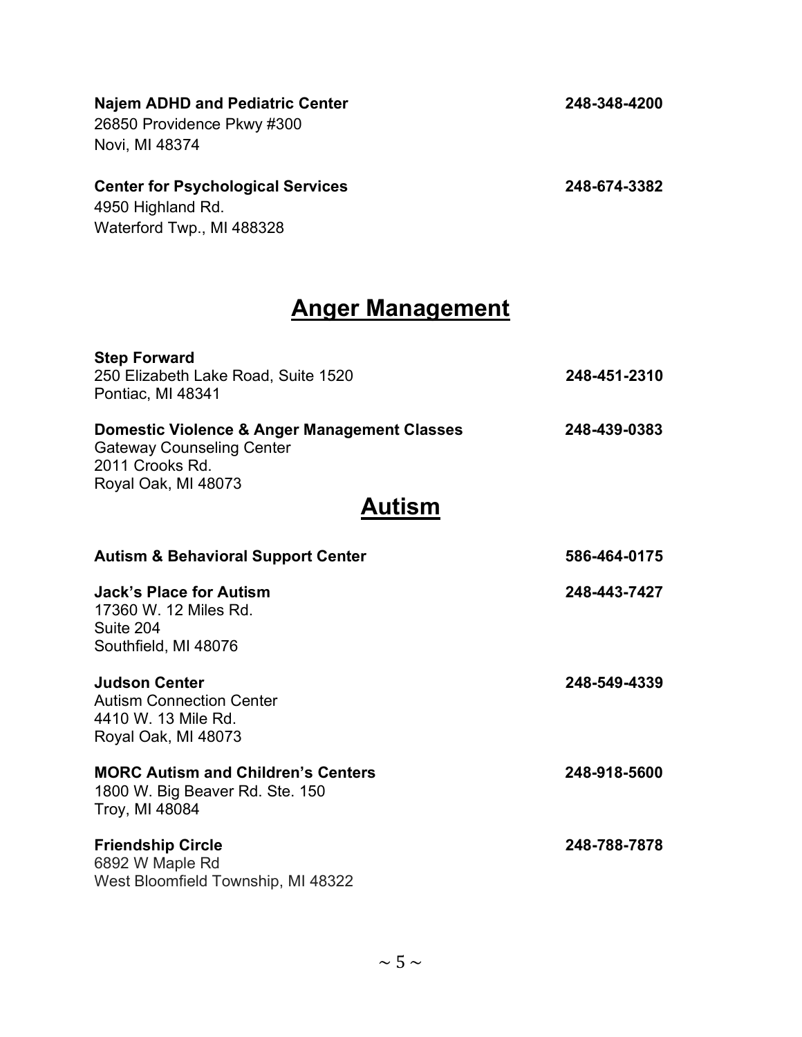**Najem ADHD and Pediatric Center** 248-348-4200
26850 Providence Pkwy #300
Novi, MI 48374

**Center for Psychological Services** 248-674-3382
4950 Highland Rd.
Waterford Twp., MI 488328

## Anger Management

**Step Forward**
250 Elizabeth Lake Road, Suite 1520 248-451-2310
Pontiac, MI 48341

**Domestic Violence & Anger Management Classes** 248-439-0383
Gateway Counseling Center
2011 Crooks Rd.
Royal Oak, MI 48073

## Autism

**Autism & Behavioral Support Center** 586-464-0175

**Jack's Place for Autism** 248-443-7427
17360 W. 12 Miles Rd.
Suite 204
Southfield, MI 48076

**Judson Center** 248-549-4339
Autism Connection Center
4410 W. 13 Mile Rd.
Royal Oak, MI 48073

**MORC Autism and Children's Centers** 248-918-5600
1800 W. Big Beaver Rd. Ste. 150
Troy, MI 48084

**Friendship Circle** 248-788-7878
6892 W Maple Rd
West Bloomfield Township, MI 48322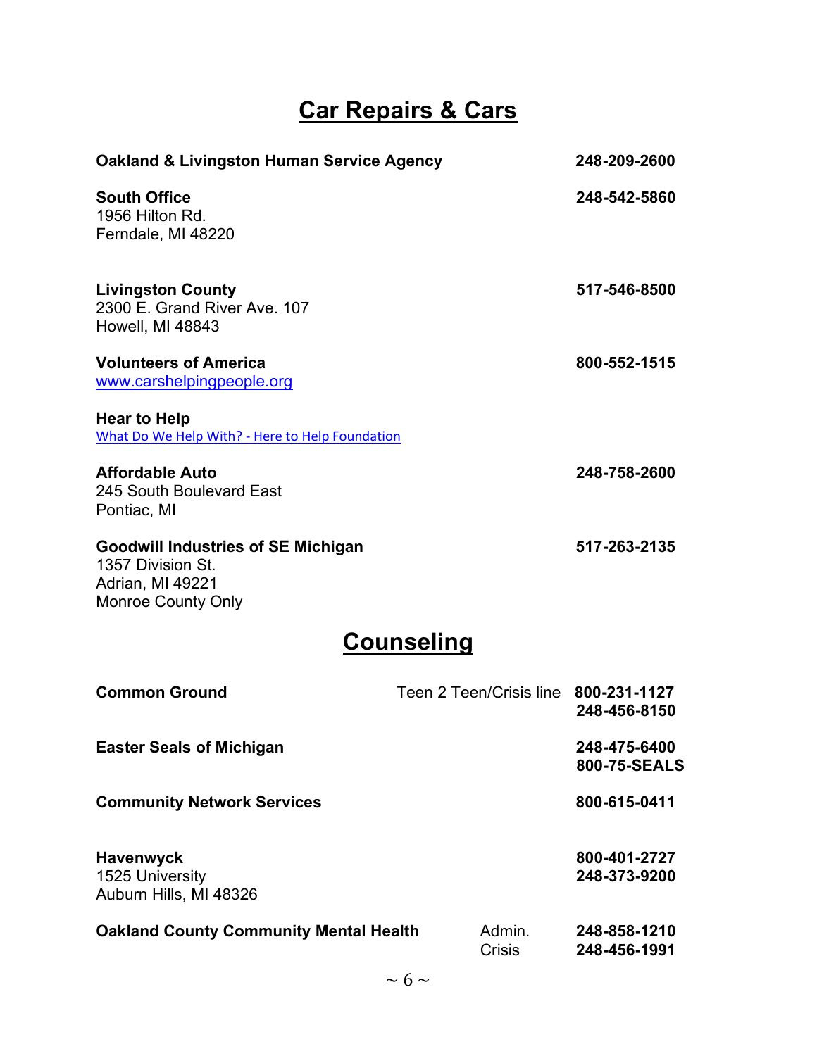# Car Repairs & Cars

**Oakland & Livingston Human Service Agency** — **248-209-2600**

**South Office** — **248-542-5860**
1956 Hilton Rd.
Ferndale, MI 48220

**Livingston County** — **517-546-8500**
2300 E. Grand River Ave. 107
Howell, MI 48843

**Volunteers of America** — **800-552-1515**
www.carshelpingpeople.org

**Hear to Help**
What Do We Help With? - Here to Help Foundation

**Affordable Auto** — **248-758-2600**
245 South Boulevard East
Pontiac, MI

**Goodwill Industries of SE Michigan** — **517-263-2135**
1357 Division St.
Adrian, MI 49221
Monroe County Only

# Counseling

**Common Ground** — Teen 2 Teen/Crisis line **800-231-1127**
**248-456-8150**

**Easter Seals of Michigan** — **248-475-6400**
**800-75-SEALS**

**Community Network Services** — **800-615-0411**

**Havenwyck** — **800-401-2727**
**248-373-9200**
1525 University
Auburn Hills, MI 48326

**Oakland County Community Mental Health** — Admin. **248-858-1210**
Crisis **248-456-1991**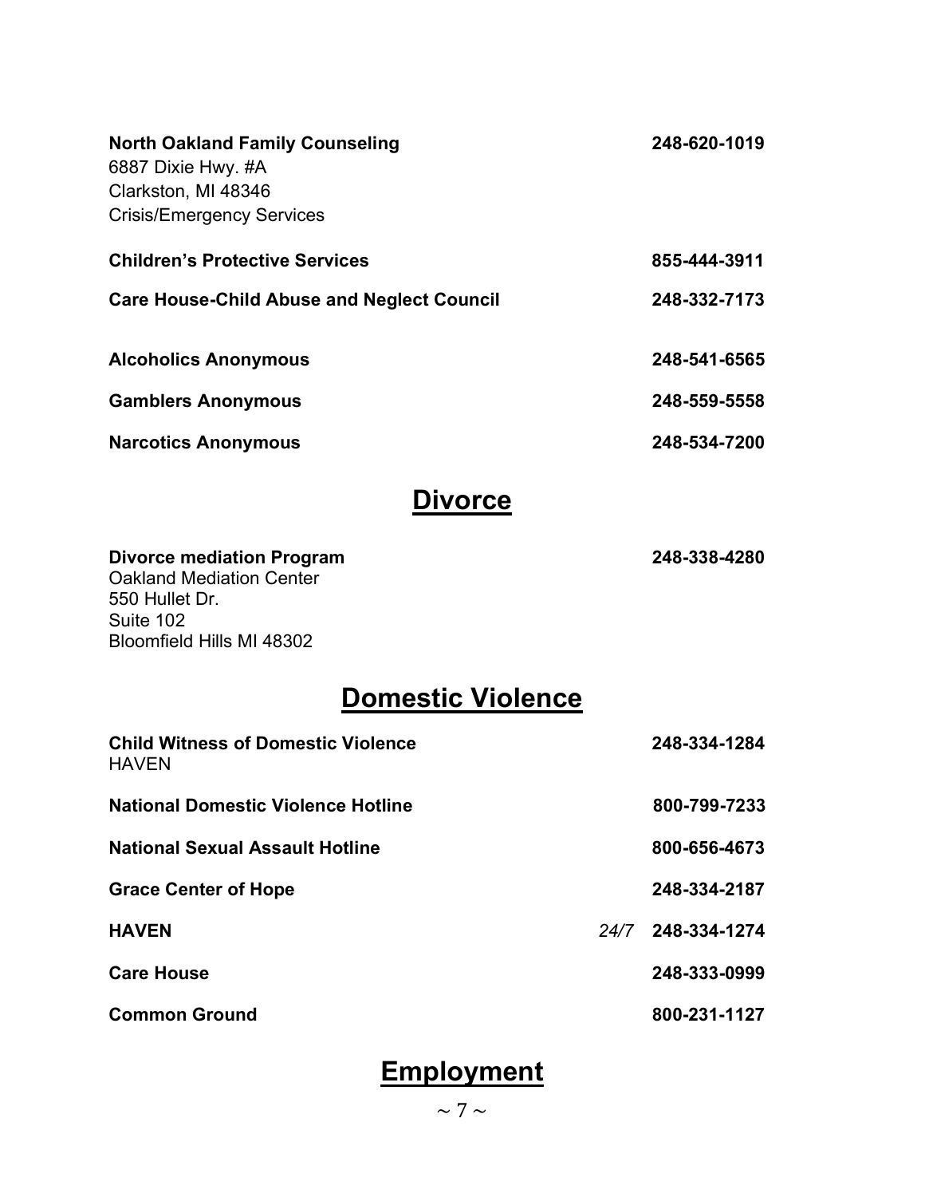**North Oakland Family Counseling** **248-620-1019**
6887 Dixie Hwy. #A
Clarkston, MI 48346
Crisis/Emergency Services

**Children's Protective Services** **855-444-3911**

**Care House-Child Abuse and Neglect Council** **248-332-7173**

**Alcoholics Anonymous** **248-541-6565**

**Gamblers Anonymous** **248-559-5558**

**Narcotics Anonymous** **248-534-7200**

## Divorce

**Divorce mediation Program** **248-338-4280**
Oakland Mediation Center
550 Hullet Dr.
Suite 102
Bloomfield Hills MI 48302

## Domestic Violence

**Child Witness of Domestic Violence** **248-334-1284**
HAVEN

**National Domestic Violence Hotline** **800-799-7233**

**National Sexual Assault Hotline** **800-656-4673**

**Grace Center of Hope** **248-334-2187**

**HAVEN** *24/7* **248-334-1274**

**Care House** **248-333-0999**

**Common Ground** **800-231-1127**

## Employment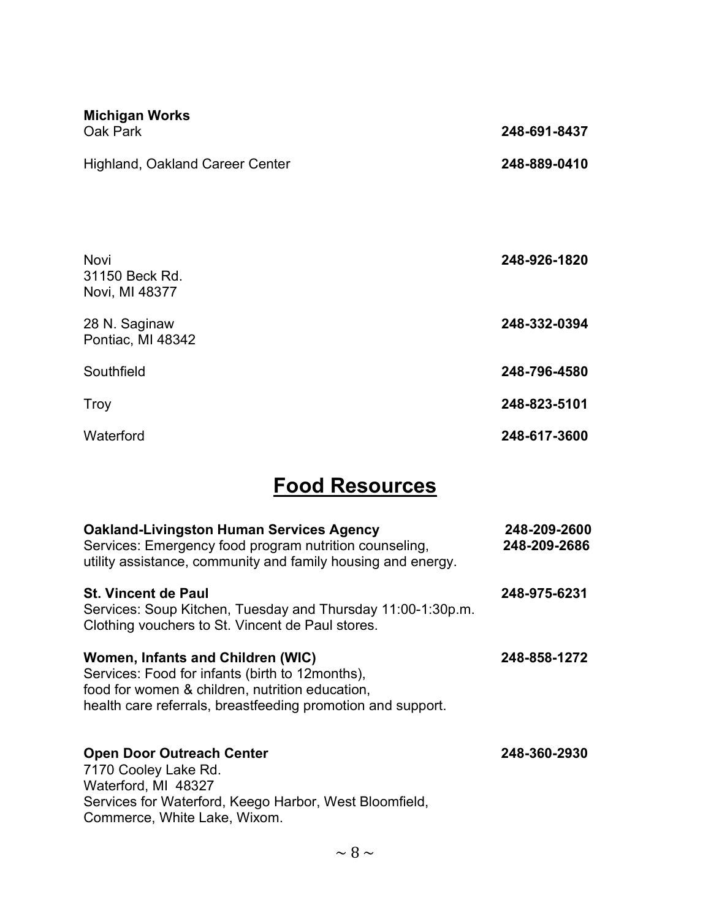**Michigan Works**

Oak Park **248-691-8437**

Highland, Oakland Career Center **248-889-0410**

Novi **248-926-1820**
31150 Beck Rd.
Novi, MI 48377

28 N. Saginaw **248-332-0394**
Pontiac, MI 48342

Southfield **248-796-4580**

Troy **248-823-5101**

Waterford **248-617-3600**

# Food Resources

**Oakland-Livingston Human Services Agency** **248-209-2600** **248-209-2686**
Services: Emergency food program nutrition counseling, utility assistance, community and family housing and energy.

**St. Vincent de Paul** **248-975-6231**
Services: Soup Kitchen, Tuesday and Thursday 11:00-1:30p.m.
Clothing vouchers to St. Vincent de Paul stores.

**Women, Infants and Children (WIC)** **248-858-1272**
Services: Food for infants (birth to 12months),
food for women & children, nutrition education,
health care referrals, breastfeeding promotion and support.

**Open Door Outreach Center** **248-360-2930**
7170 Cooley Lake Rd.
Waterford, MI 48327
Services for Waterford, Keego Harbor, West Bloomfield, Commerce, White Lake, Wixom.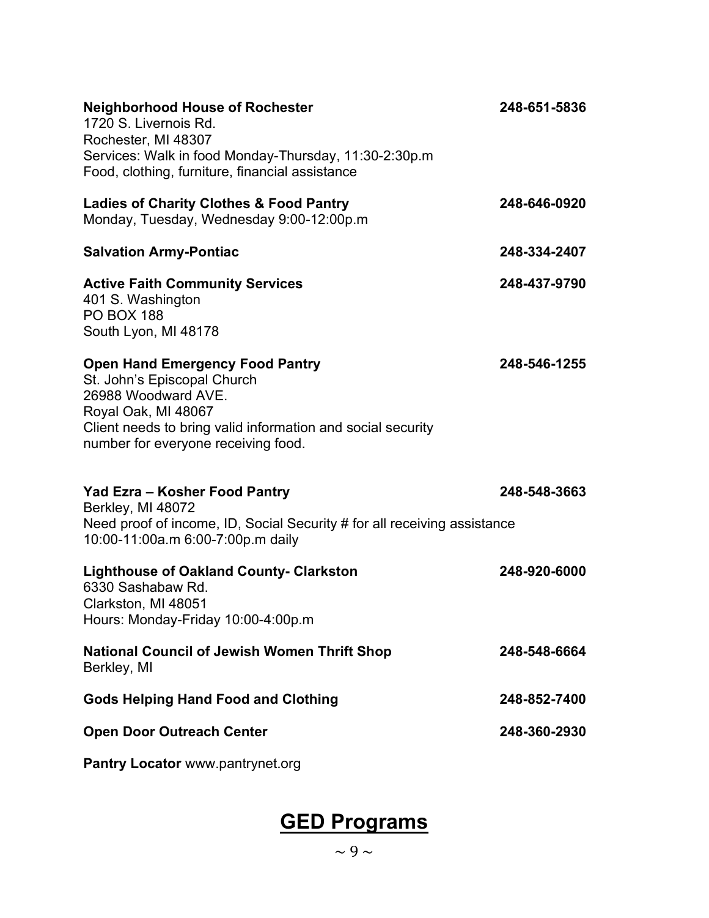**Neighborhood House of Rochester** 248-651-5836
1720 S. Livernois Rd.
Rochester, MI 48307
Services: Walk in food Monday-Thursday, 11:30-2:30p.m
Food, clothing, furniture, financial assistance

**Ladies of Charity Clothes & Food Pantry** 248-646-0920
Monday, Tuesday, Wednesday 9:00-12:00p.m

**Salvation Army-Pontiac** 248-334-2407

**Active Faith Community Services** 248-437-9790
401 S. Washington
PO BOX 188
South Lyon, MI 48178

**Open Hand Emergency Food Pantry** 248-546-1255
St. John's Episcopal Church
26988 Woodward AVE.
Royal Oak, MI 48067
Client needs to bring valid information and social security number for everyone receiving food.

**Yad Ezra – Kosher Food Pantry** 248-548-3663
Berkley, MI 48072
Need proof of income, ID, Social Security # for all receiving assistance
10:00-11:00a.m 6:00-7:00p.m daily

**Lighthouse of Oakland County- Clarkston** 248-920-6000
6330 Sashabaw Rd.
Clarkston, MI 48051
Hours: Monday-Friday 10:00-4:00p.m

**National Council of Jewish Women Thrift Shop** 248-548-6664
Berkley, MI

**Gods Helping Hand Food and Clothing** 248-852-7400

**Open Door Outreach Center** 248-360-2930

**Pantry Locator** www.pantrynet.org

# GED Programs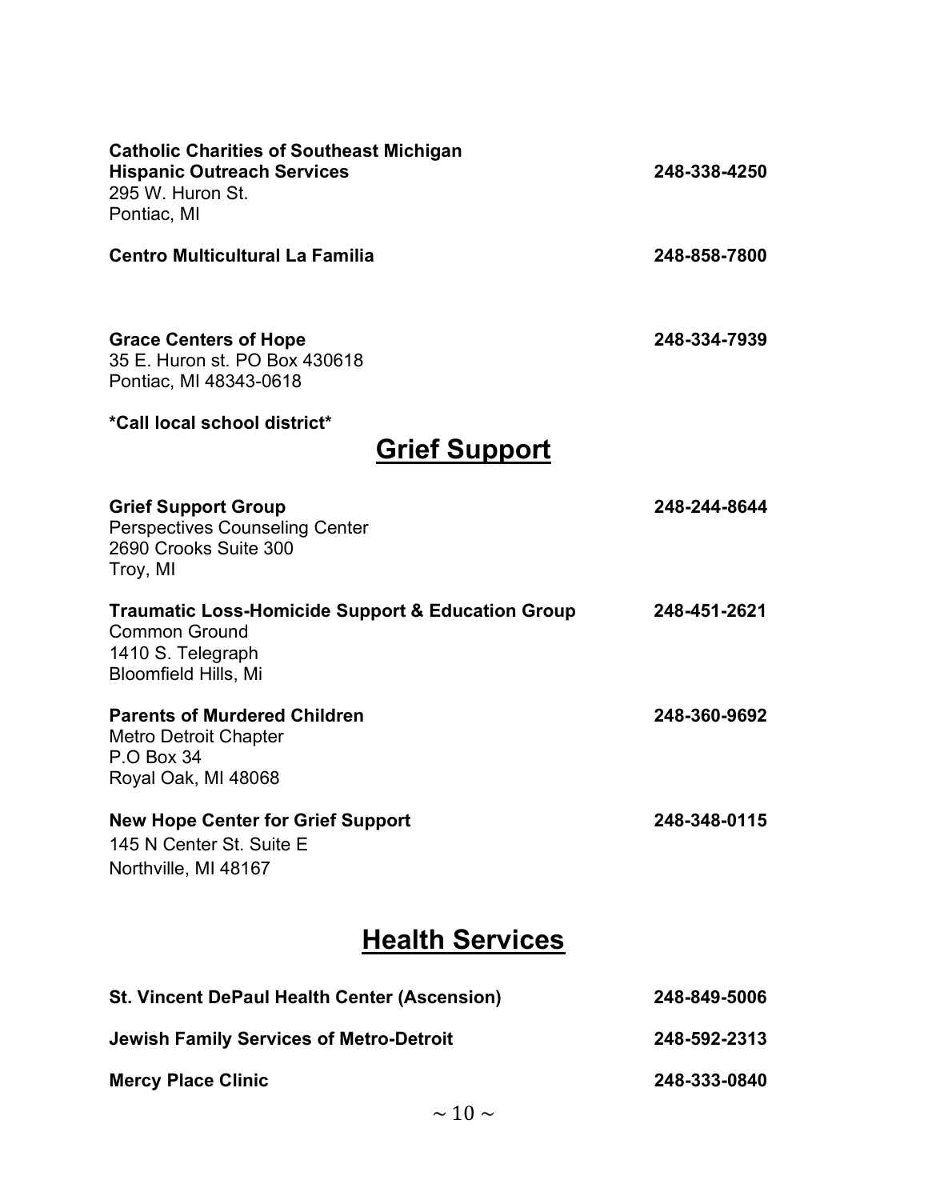**Catholic Charities of Southeast Michigan**
**Hispanic Outreach Services** **248-338-4250**
295 W. Huron St.
Pontiac, MI

**Centro Multicultural La Familia** **248-858-7800**

**Grace Centers of Hope** **248-334-7939**
35 E. Huron st. PO Box 430618
Pontiac, MI 48343-0618

***Call local school district***

# Grief Support

**Grief Support Group** **248-244-8644**
Perspectives Counseling Center
2690 Crooks Suite 300
Troy, MI

**Traumatic Loss-Homicide Support & Education Group** **248-451-2621**
Common Ground
1410 S. Telegraph
Bloomfield Hills, Mi

**Parents of Murdered Children** **248-360-9692**
Metro Detroit Chapter
P.O Box 34
Royal Oak, MI 48068

**New Hope Center for Grief Support** **248-348-0115**
145 N Center St. Suite E
Northville, MI 48167

# Health Services

**St. Vincent DePaul Health Center (Ascension)** **248-849-5006**

**Jewish Family Services of Metro-Detroit** **248-592-2313**

**Mercy Place Clinic** **248-333-0840**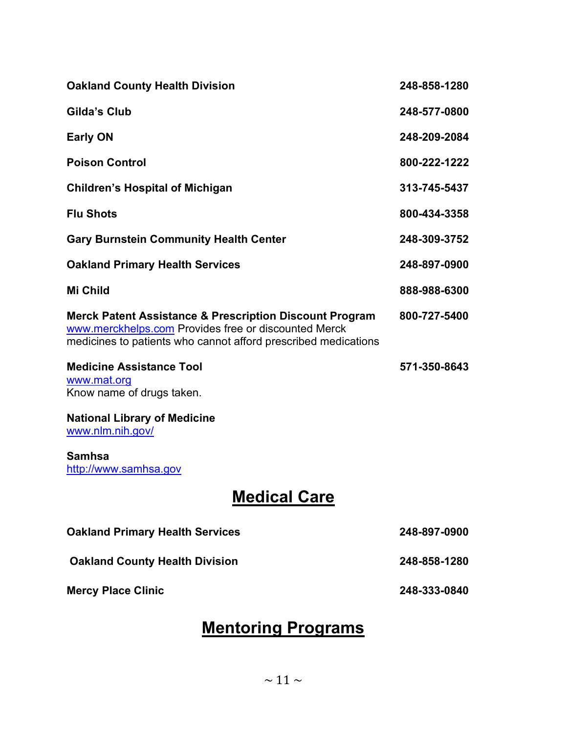**Oakland County Health Division** 248-858-1280

**Gilda's Club** 248-577-0800

**Early ON** 248-209-2084

**Poison Control** 800-222-1222

**Children's Hospital of Michigan** 313-745-5437

**Flu Shots** 800-434-3358

**Gary Burnstein Community Health Center** 248-309-3752

**Oakland Primary Health Services** 248-897-0900

**Mi Child** 888-988-6300

**Merck Patent Assistance & Prescription Discount Program** 800-727-5400
www.merckhelps.com Provides free or discounted Merck medicines to patients who cannot afford prescribed medications

**Medicine Assistance Tool** 571-350-8643
www.mat.org
Know name of drugs taken.

**National Library of Medicine**
www.nlm.nih.gov/

**Samhsa**
http://www.samhsa.gov

## Medical Care

**Oakland Primary Health Services** 248-897-0900

**Oakland County Health Division** 248-858-1280

**Mercy Place Clinic** 248-333-0840

## Mentoring Programs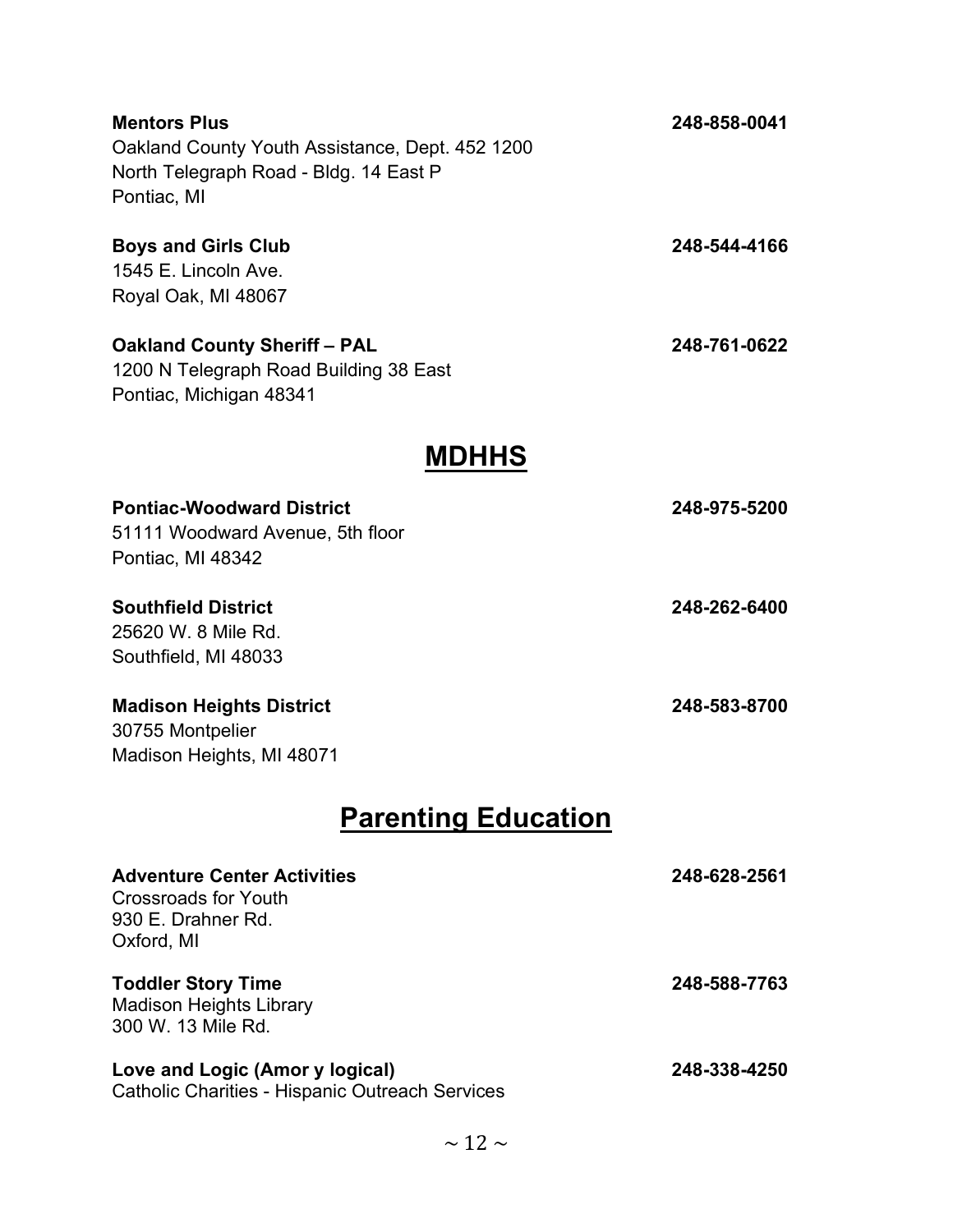**Mentors Plus** **248-858-0041**
Oakland County Youth Assistance, Dept. 452 1200
North Telegraph Road - Bldg. 14 East P
Pontiac, MI

**Boys and Girls Club** **248-544-4166**
1545 E. Lincoln Ave.
Royal Oak, MI 48067

**Oakland County Sheriff – PAL** **248-761-0622**
1200 N Telegraph Road Building 38 East
Pontiac, Michigan 48341

## MDHHS

**Pontiac-Woodward District** **248-975-5200**
51111 Woodward Avenue, 5th floor
Pontiac, MI 48342

**Southfield District** **248-262-6400**
25620 W. 8 Mile Rd.
Southfield, MI 48033

**Madison Heights District** **248-583-8700**
30755 Montpelier
Madison Heights, MI 48071

## Parenting Education

**Adventure Center Activities** **248-628-2561**
Crossroads for Youth
930 E. Drahner Rd.
Oxford, MI

**Toddler Story Time** **248-588-7763**
Madison Heights Library
300 W. 13 Mile Rd.

**Love and Logic (Amor y logical)** **248-338-4250**
Catholic Charities - Hispanic Outreach Services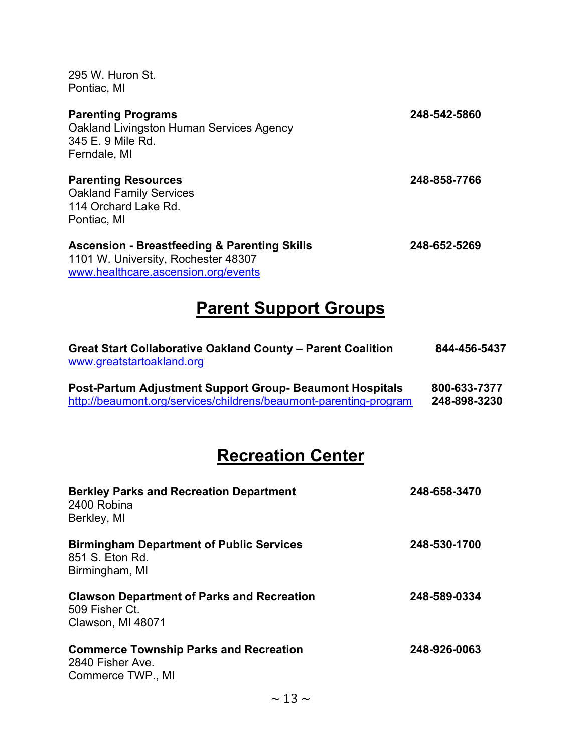295 W. Huron St.
Pontiac, MI

**Parenting Programs** **248-542-5860**
Oakland Livingston Human Services Agency
345 E. 9 Mile Rd.
Ferndale, MI

**Parenting Resources** **248-858-7766**
Oakland Family Services
114 Orchard Lake Rd.
Pontiac, MI

**Ascension - Breastfeeding & Parenting Skills** **248-652-5269**
1101 W. University, Rochester 48307
www.healthcare.ascension.org/events

## Parent Support Groups

**Great Start Collaborative Oakland County – Parent Coalition** **844-456-5437**
www.greatstartoakland.org

**Post-Partum Adjustment Support Group- Beaumont Hospitals** **800-633-7377**
http://beaumont.org/services/childrens/beaumont-parenting-program **248-898-3230**

## Recreation Center

**Berkley Parks and Recreation Department** **248-658-3470**
2400 Robina
Berkley, MI

**Birmingham Department of Public Services** **248-530-1700**
851 S. Eton Rd.
Birmingham, MI

**Clawson Department of Parks and Recreation** **248-589-0334**
509 Fisher Ct.
Clawson, MI 48071

**Commerce Township Parks and Recreation** **248-926-0063**
2840 Fisher Ave.
Commerce TWP., MI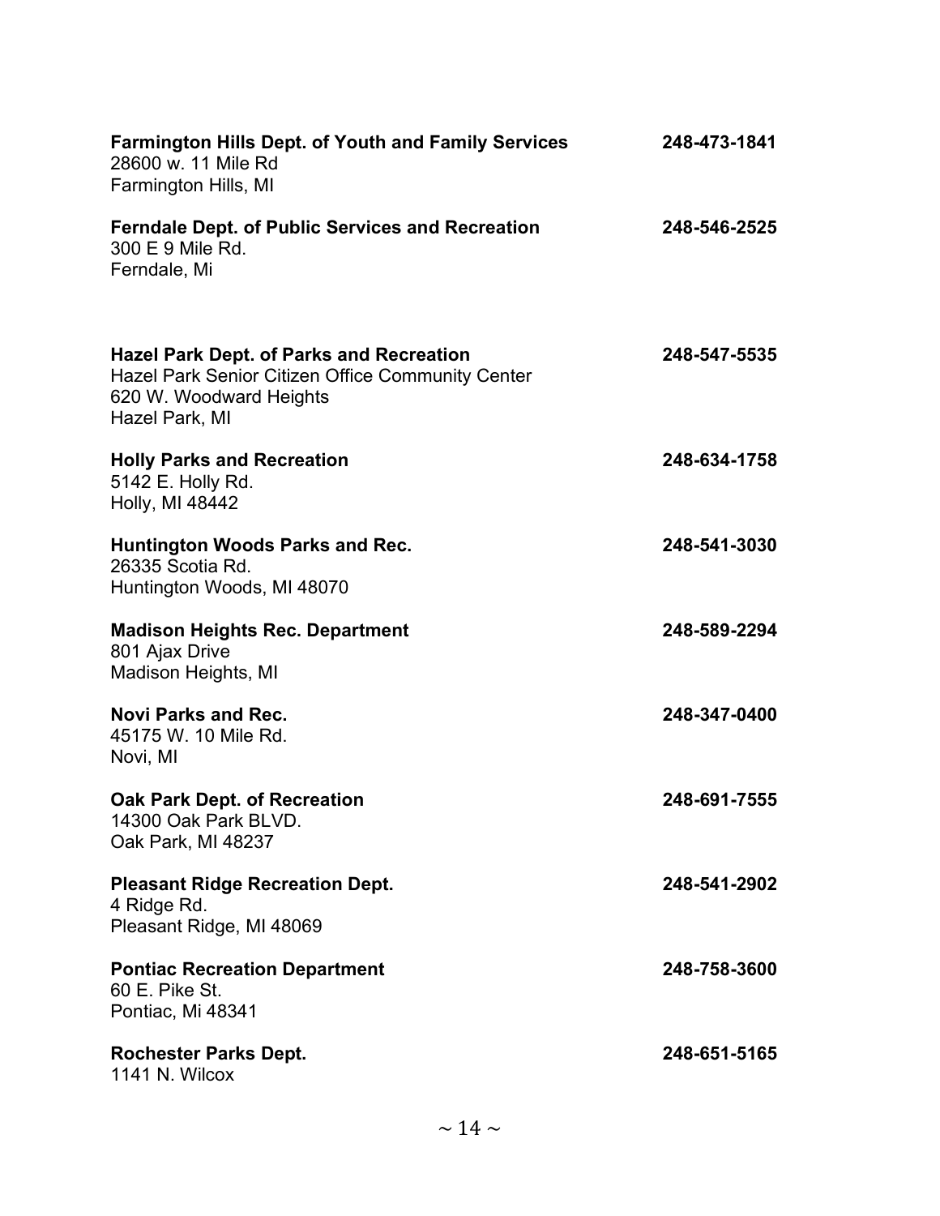**Farmington Hills Dept. of Youth and Family Services** 248-473-1841
28600 w. 11 Mile Rd
Farmington Hills, MI

**Ferndale Dept. of Public Services and Recreation** 248-546-2525
300 E 9 Mile Rd.
Ferndale, Mi

**Hazel Park Dept. of Parks and Recreation** 248-547-5535
Hazel Park Senior Citizen Office Community Center
620 W. Woodward Heights
Hazel Park, MI

**Holly Parks and Recreation** 248-634-1758
5142 E. Holly Rd.
Holly, MI 48442

**Huntington Woods Parks and Rec.** 248-541-3030
26335 Scotia Rd.
Huntington Woods, MI 48070

**Madison Heights Rec. Department** 248-589-2294
801 Ajax Drive
Madison Heights, MI

**Novi Parks and Rec.** 248-347-0400
45175 W. 10 Mile Rd.
Novi, MI

**Oak Park Dept. of Recreation** 248-691-7555
14300 Oak Park BLVD.
Oak Park, MI 48237

**Pleasant Ridge Recreation Dept.** 248-541-2902
4 Ridge Rd.
Pleasant Ridge, MI 48069

**Pontiac Recreation Department** 248-758-3600
60 E. Pike St.
Pontiac, Mi 48341

**Rochester Parks Dept.** 248-651-5165
1141 N. Wilcox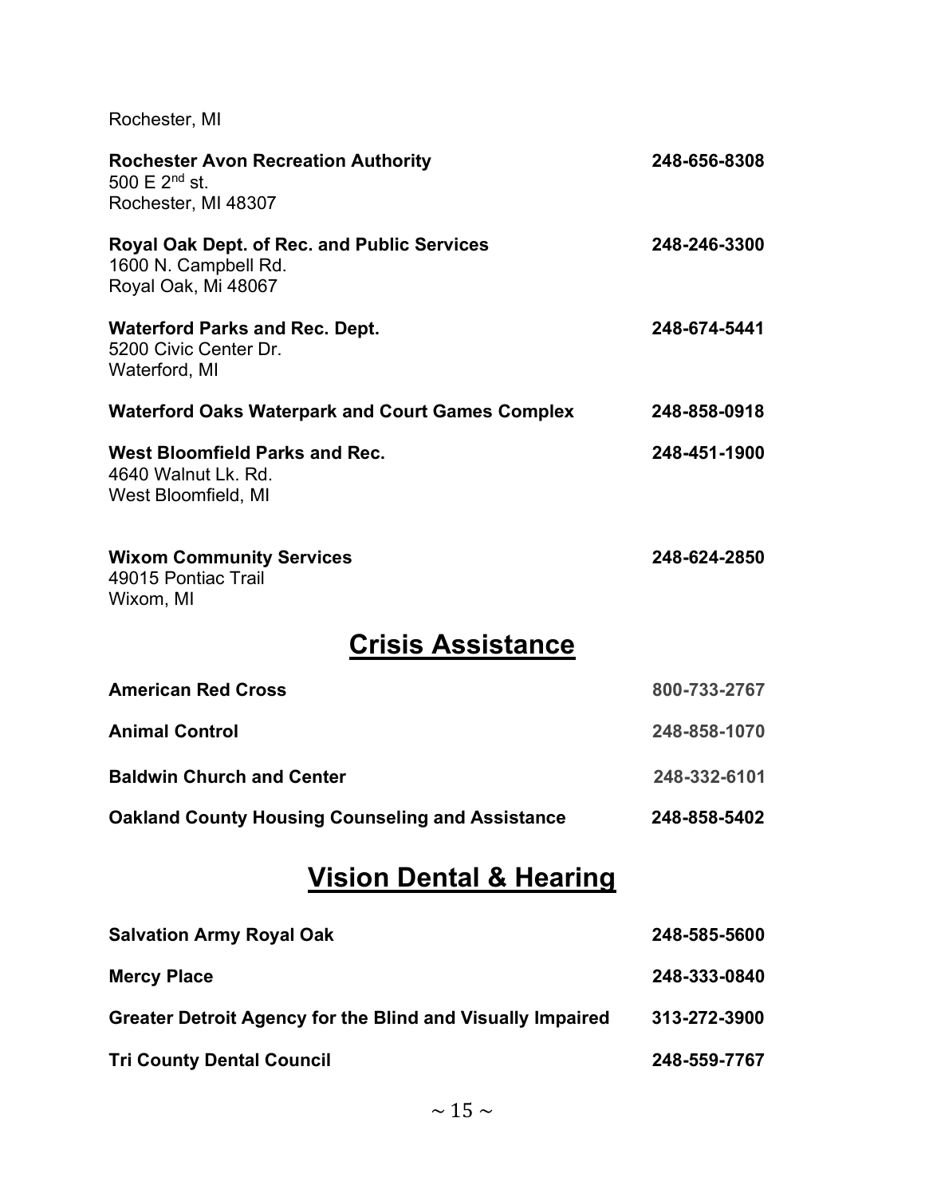Rochester, MI

**Rochester Avon Recreation Authority** **248-656-8308**
500 E 2nd st.
Rochester, MI 48307

**Royal Oak Dept. of Rec. and Public Services** **248-246-3300**
1600 N. Campbell Rd.
Royal Oak, Mi 48067

**Waterford Parks and Rec. Dept.** **248-674-5441**
5200 Civic Center Dr.
Waterford, MI

**Waterford Oaks Waterpark and Court Games Complex** **248-858-0918**

**West Bloomfield Parks and Rec.** **248-451-1900**
4640 Walnut Lk. Rd.
West Bloomfield, MI

**Wixom Community Services** **248-624-2850**
49015 Pontiac Trail
Wixom, MI

# Crisis Assistance

**American Red Cross** **800-733-2767**

**Animal Control** **248-858-1070**

**Baldwin Church and Center** **248-332-6101**

**Oakland County Housing Counseling and Assistance** **248-858-5402**

# Vision Dental & Hearing

**Salvation Army Royal Oak** **248-585-5600**

**Mercy Place** **248-333-0840**

**Greater Detroit Agency for the Blind and Visually Impaired** **313-272-3900**

**Tri County Dental Council** **248-559-7767**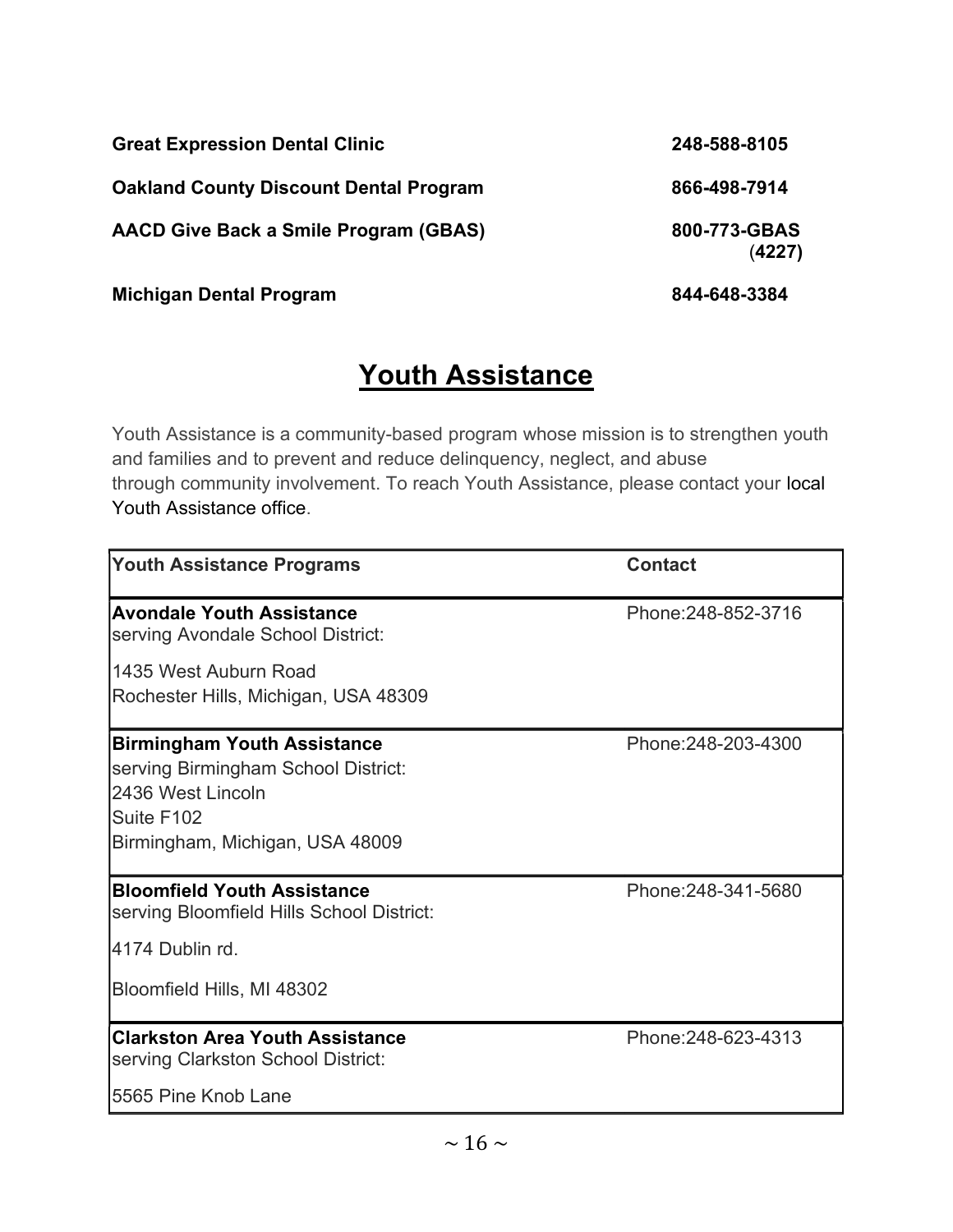**Great Expression Dental Clinic** **248-588-8105**

**Oakland County Discount Dental Program** **866-498-7914**

**AACD Give Back a Smile Program (GBAS)** **800-773-GBAS (4227)**

**Michigan Dental Program** **844-648-3384**

# Youth Assistance

Youth Assistance is a community-based program whose mission is to strengthen youth and families and to prevent and reduce delinquency, neglect, and abuse through community involvement. To reach Youth Assistance, please contact your local Youth Assistance office.

| Youth Assistance Programs | Contact |
|---|---|
| **Avondale Youth Assistance**<br>serving Avondale School District:<br>1435 West Auburn Road<br>Rochester Hills, Michigan, USA 48309 | Phone:248-852-3716 |
| **Birmingham Youth Assistance**<br>serving Birmingham School District:<br>2436 West Lincoln<br>Suite F102<br>Birmingham, Michigan, USA 48009 | Phone:248-203-4300 |
| **Bloomfield Youth Assistance**<br>serving Bloomfield Hills School District:<br>4174 Dublin rd.<br>Bloomfield Hills, MI 48302 | Phone:248-341-5680 |
| **Clarkston Area Youth Assistance**<br>serving Clarkston School District:<br>5565 Pine Knob Lane | Phone:248-623-4313 |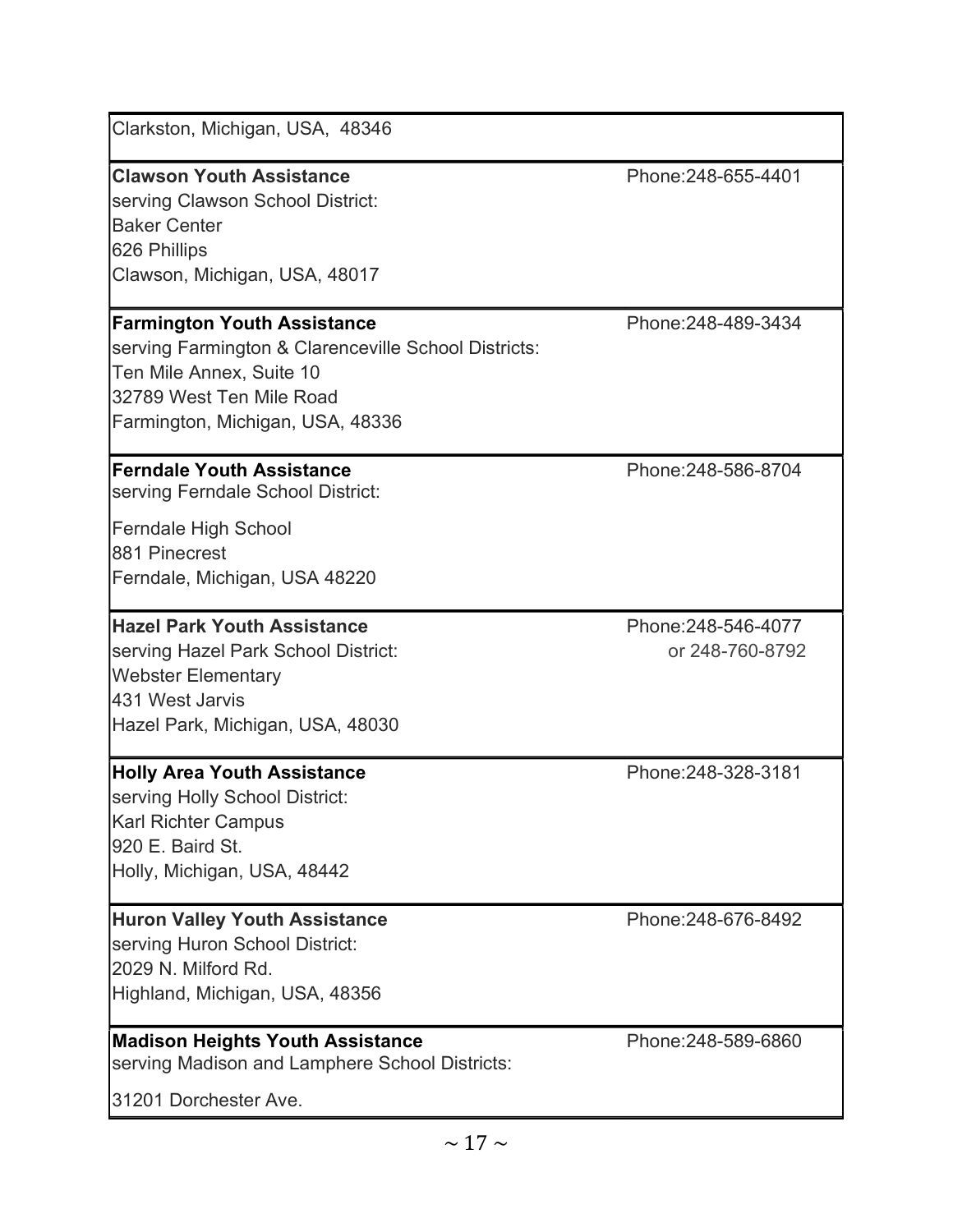Clarkston, Michigan, USA, 48346

**Clawson Youth Assistance** Phone:248-655-4401
serving Clawson School District:
Baker Center
626 Phillips
Clawson, Michigan, USA, 48017

**Farmington Youth Assistance** Phone:248-489-3434
serving Farmington & Clarenceville School Districts:
Ten Mile Annex, Suite 10
32789 West Ten Mile Road
Farmington, Michigan, USA, 48336

**Ferndale Youth Assistance** Phone:248-586-8704
serving Ferndale School District:

Ferndale High School
881 Pinecrest
Ferndale, Michigan, USA 48220

**Hazel Park Youth Assistance** Phone:248-546-4077 or 248-760-8792
serving Hazel Park School District:
Webster Elementary
431 West Jarvis
Hazel Park, Michigan, USA, 48030

**Holly Area Youth Assistance** Phone:248-328-3181
serving Holly School District:
Karl Richter Campus
920 E. Baird St.
Holly, Michigan, USA, 48442

**Huron Valley Youth Assistance** Phone:248-676-8492
serving Huron School District:
2029 N. Milford Rd.
Highland, Michigan, USA, 48356

**Madison Heights Youth Assistance** Phone:248-589-6860
serving Madison and Lamphere School Districts:

31201 Dorchester Ave.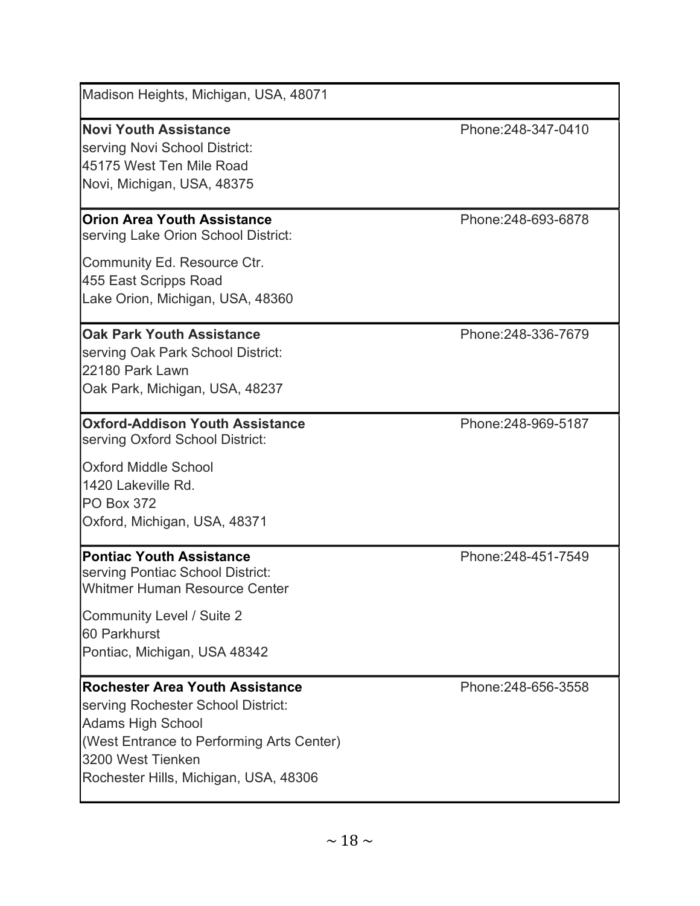| | |
|---|---|
| Madison Heights, Michigan, USA, 48071 | |
| **Novi Youth Assistance**<br>serving Novi School District:<br>45175 West Ten Mile Road<br>Novi, Michigan, USA, 48375 | Phone:248-347-0410 |
| **Orion Area Youth Assistance**<br>serving Lake Orion School District:<br>Community Ed. Resource Ctr.<br>455 East Scripps Road<br>Lake Orion, Michigan, USA, 48360 | Phone:248-693-6878 |
| **Oak Park Youth Assistance**<br>serving Oak Park School District:<br>22180 Park Lawn<br>Oak Park, Michigan, USA, 48237 | Phone:248-336-7679 |
| **Oxford-Addison Youth Assistance**<br>serving Oxford School District:<br>Oxford Middle School<br>1420 Lakeville Rd.<br>PO Box 372<br>Oxford, Michigan, USA, 48371 | Phone:248-969-5187 |
| **Pontiac Youth Assistance**<br>serving Pontiac School District:<br>Whitmer Human Resource Center<br>Community Level / Suite 2<br>60 Parkhurst<br>Pontiac, Michigan, USA 48342 | Phone:248-451-7549 |
| **Rochester Area Youth Assistance**<br>serving Rochester School District:<br>Adams High School<br>(West Entrance to Performing Arts Center)<br>3200 West Tienken<br>Rochester Hills, Michigan, USA, 48306 | Phone:248-656-3558 |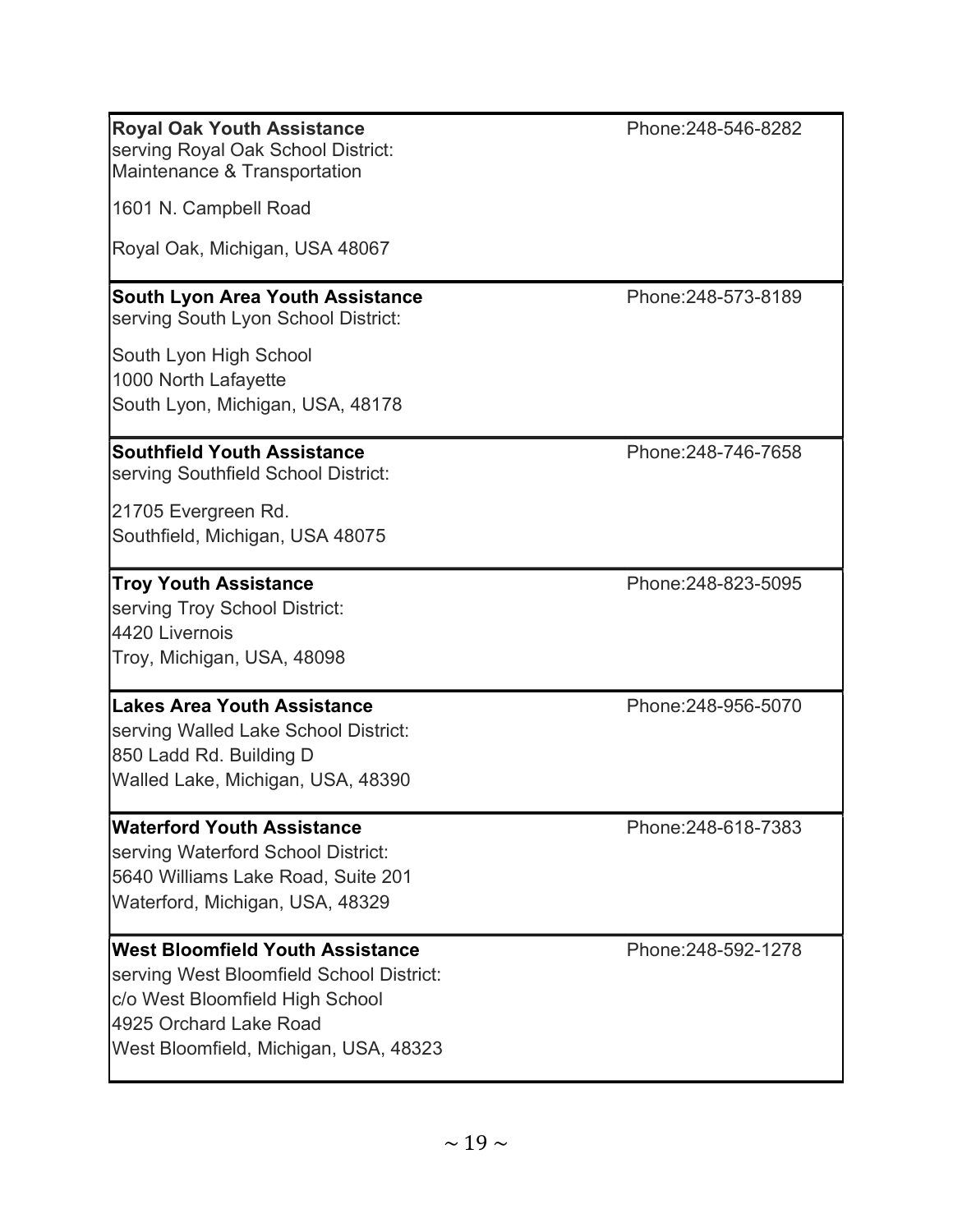| | |
|---|---|
| **Royal Oak Youth Assistance**<br>serving Royal Oak School District:<br>Maintenance & Transportation<br><br>1601 N. Campbell Road<br><br>Royal Oak, Michigan, USA 48067 | Phone:248-546-8282 |
| **South Lyon Area Youth Assistance**<br>serving South Lyon School District:<br><br>South Lyon High School<br>1000 North Lafayette<br>South Lyon, Michigan, USA, 48178 | Phone:248-573-8189 |
| **Southfield Youth Assistance**<br>serving Southfield School District:<br><br>21705 Evergreen Rd.<br>Southfield, Michigan, USA 48075 | Phone:248-746-7658 |
| **Troy Youth Assistance**<br>serving Troy School District:<br>4420 Livernois<br>Troy, Michigan, USA, 48098 | Phone:248-823-5095 |
| **Lakes Area Youth Assistance**<br>serving Walled Lake School District:<br>850 Ladd Rd. Building D<br>Walled Lake, Michigan, USA, 48390 | Phone:248-956-5070 |
| **Waterford Youth Assistance**<br>serving Waterford School District:<br>5640 Williams Lake Road, Suite 201<br>Waterford, Michigan, USA, 48329 | Phone:248-618-7383 |
| **West Bloomfield Youth Assistance**<br>serving West Bloomfield School District:<br>c/o West Bloomfield High School<br>4925 Orchard Lake Road<br>West Bloomfield, Michigan, USA, 48323 | Phone:248-592-1278 |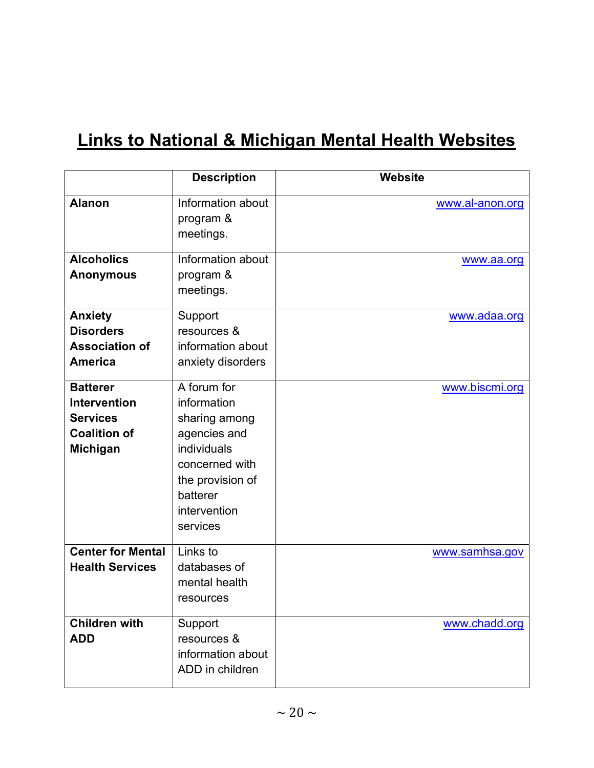# Links to National & Michigan Mental Health Websites

| | Description | Website |
|---|---|---|
| **Alanon** | Information about program & meetings. | www.al-anon.org |
| **Alcoholics Anonymous** | Information about program & meetings. | www.aa.org |
| **Anxiety Disorders Association of America** | Support resources & information about anxiety disorders | www.adaa.org |
| **Batterer Intervention Services Coalition of Michigan** | A forum for information sharing among agencies and individuals concerned with the provision of batterer intervention services | www.biscmi.org |
| **Center for Mental Health Services** | Links to databases of mental health resources | www.samhsa.gov |
| **Children with ADD** | Support resources & information about ADD in children | www.chadd.org |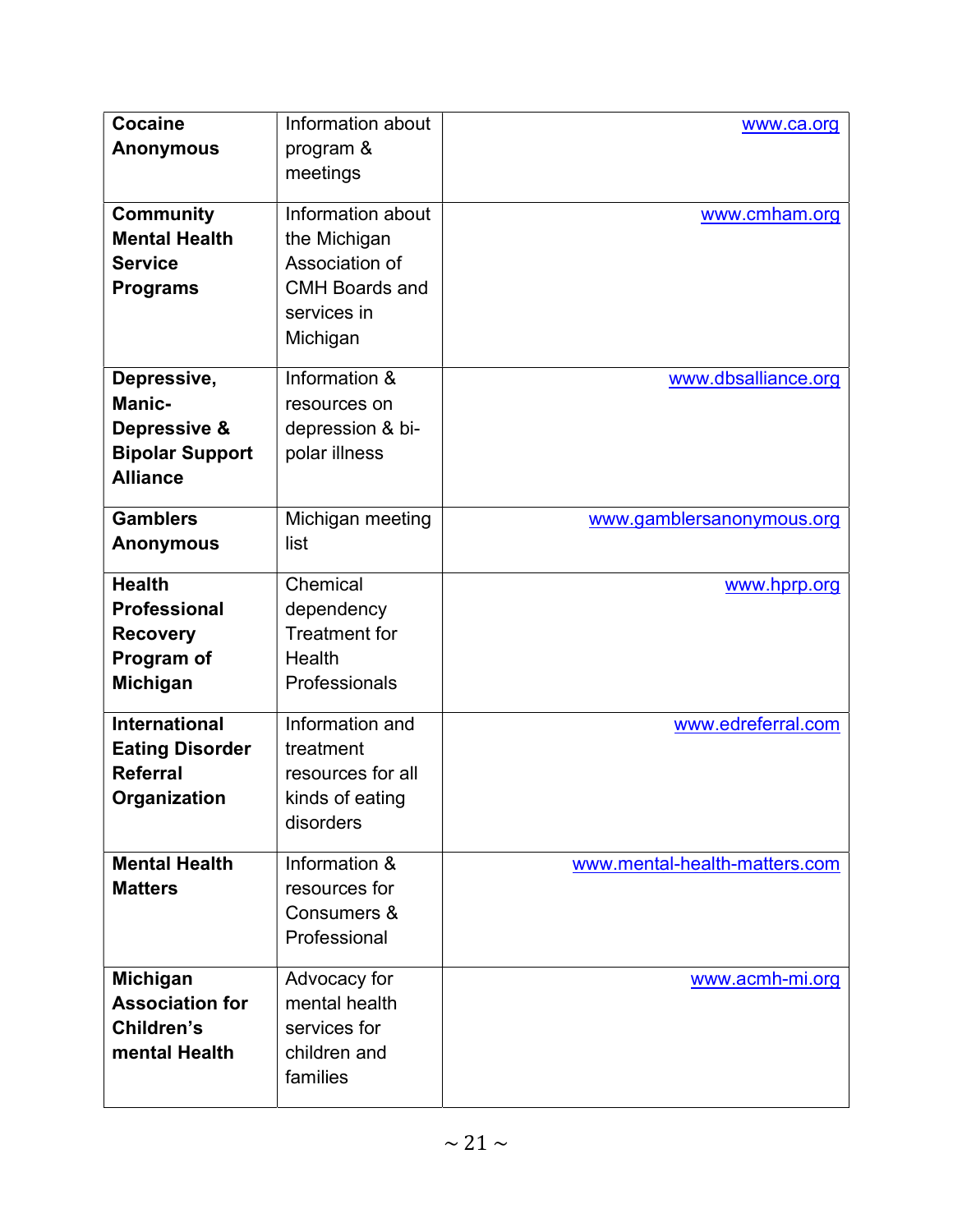| **Cocaine Anonymous** | Information about program & meetings | www.ca.org |
|---|---|---|
| **Community Mental Health Service Programs** | Information about the Michigan Association of CMH Boards and services in Michigan | www.cmham.org |
| **Depressive, Manic-Depressive & Bipolar Support Alliance** | Information & resources on depression & bi-polar illness | www.dbsalliance.org |
| **Gamblers Anonymous** | Michigan meeting list | www.gamblersanonymous.org |
| **Health Professional Recovery Program of Michigan** | Chemical dependency Treatment for Health Professionals | www.hprp.org |
| **International Eating Disorder Referral Organization** | Information and treatment resources for all kinds of eating disorders | www.edreferral.com |
| **Mental Health Matters** | Information & resources for Consumers & Professional | www.mental-health-matters.com |
| **Michigan Association for Children's mental Health** | Advocacy for mental health services for children and families | www.acmh-mi.org |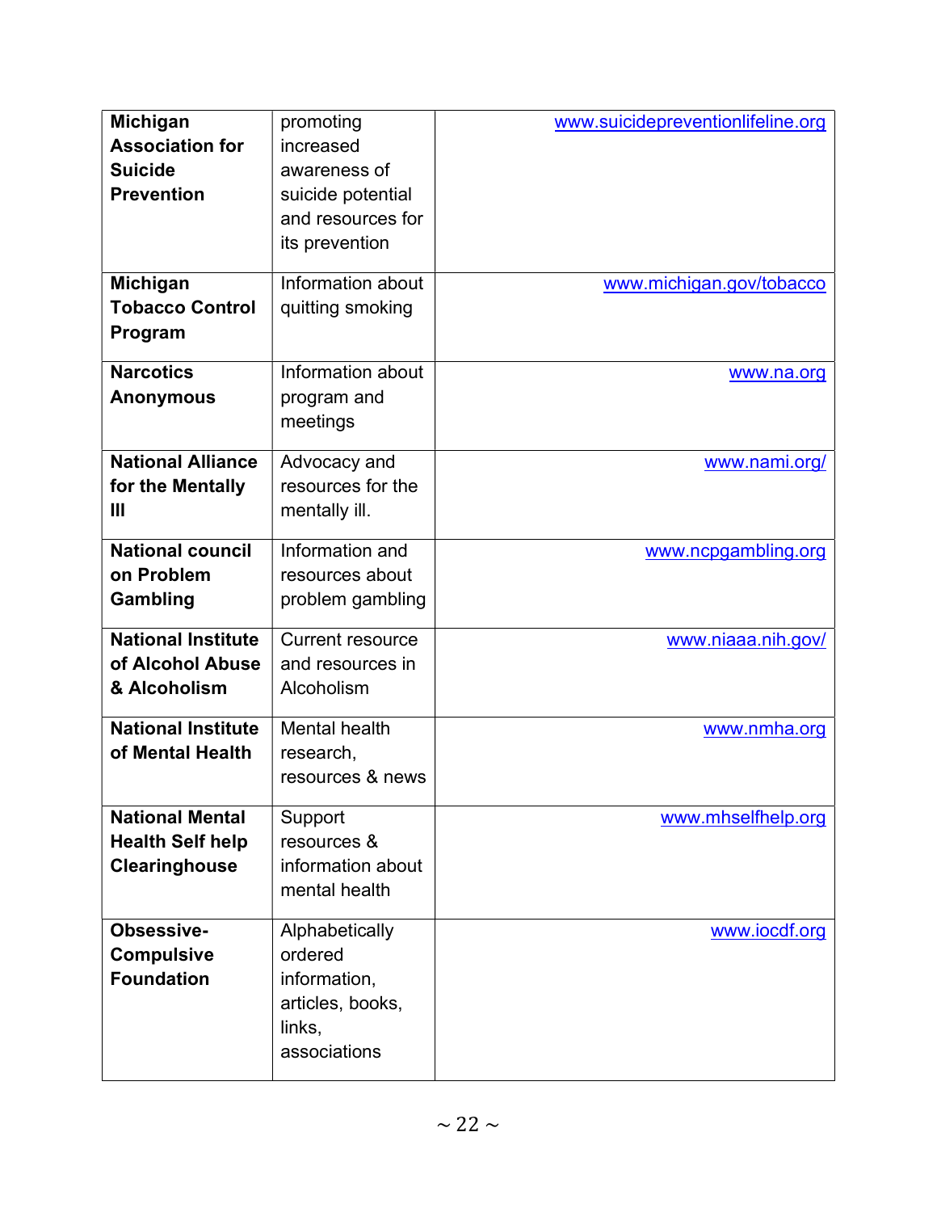| **Michigan Association for Suicide Prevention** | promoting increased awareness of suicide potential and resources for its prevention | www.suicidepreventionlifeline.org |
|---|---|---|
| **Michigan Tobacco Control Program** | Information about quitting smoking | www.michigan.gov/tobacco |
| **Narcotics Anonymous** | Information about program and meetings | www.na.org |
| **National Alliance for the Mentally Ill** | Advocacy and resources for the mentally ill. | www.nami.org/ |
| **National council on Problem Gambling** | Information and resources about problem gambling | www.ncpgambling.org |
| **National Institute of Alcohol Abuse & Alcoholism** | Current resource and resources in Alcoholism | www.niaaa.nih.gov/ |
| **National Institute of Mental Health** | Mental health research, resources & news | www.nmha.org |
| **National Mental Health Self help Clearinghouse** | Support resources & information about mental health | www.mhselfhelp.org |
| **Obsessive-Compulsive Foundation** | Alphabetically ordered information, articles, books, links, associations | www.iocdf.org |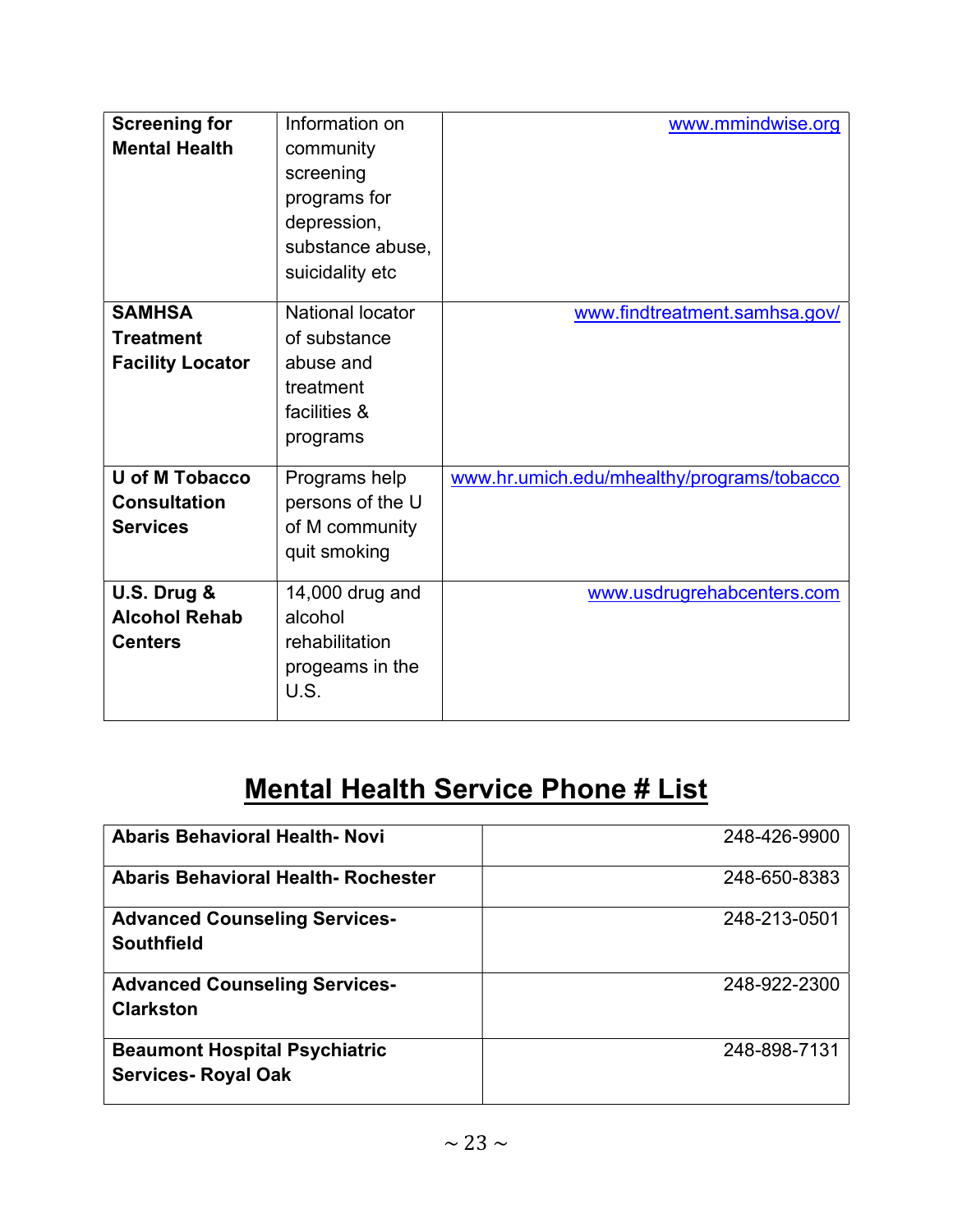| **Screening for Mental Health** | Information on community screening programs for depression, substance abuse, suicidality etc | www.mmindwise.org |
|---|---|---|
| **SAMHSA Treatment Facility Locator** | National locator of substance abuse and treatment facilities & programs | www.findtreatment.samhsa.gov/ |
| **U of M Tobacco Consultation Services** | Programs help persons of the U of M community quit smoking | www.hr.umich.edu/mhealthy/programs/tobacco |
| **U.S. Drug & Alcohol Rehab Centers** | 14,000 drug and alcohol rehabilitation progeams in the U.S. | www.usdrugrehabcenters.com |

## Mental Health Service Phone # List

| **Abaris Behavioral Health- Novi** | 248-426-9900 |
|---|---|
| **Abaris Behavioral Health- Rochester** | 248-650-8383 |
| **Advanced Counseling Services- Southfield** | 248-213-0501 |
| **Advanced Counseling Services- Clarkston** | 248-922-2300 |
| **Beaumont Hospital Psychiatric Services- Royal Oak** | 248-898-7131 |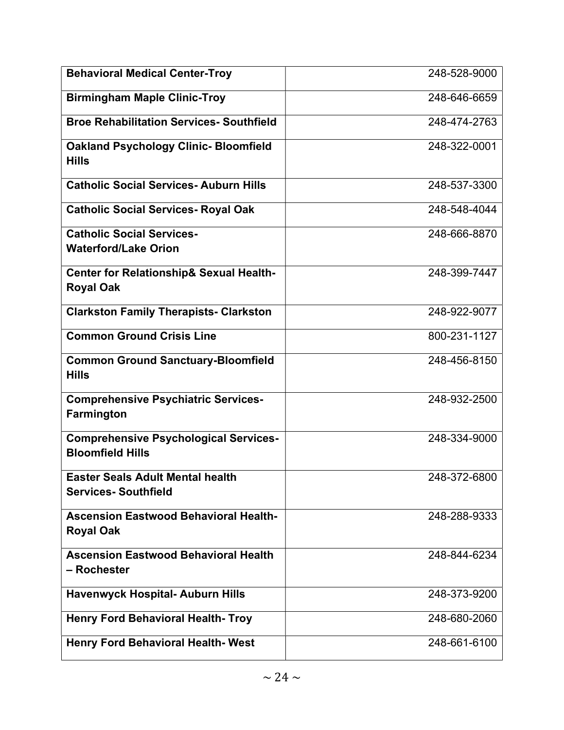| | |
|---|---|
| **Behavioral Medical Center-Troy** | 248-528-9000 |
| **Birmingham Maple Clinic-Troy** | 248-646-6659 |
| **Broe Rehabilitation Services- Southfield** | 248-474-2763 |
| **Oakland Psychology Clinic- Bloomfield Hills** | 248-322-0001 |
| **Catholic Social Services- Auburn Hills** | 248-537-3300 |
| **Catholic Social Services- Royal Oak** | 248-548-4044 |
| **Catholic Social Services- Waterford/Lake Orion** | 248-666-8870 |
| **Center for Relationship& Sexual Health- Royal Oak** | 248-399-7447 |
| **Clarkston Family Therapists- Clarkston** | 248-922-9077 |
| **Common Ground Crisis Line** | 800-231-1127 |
| **Common Ground Sanctuary-Bloomfield Hills** | 248-456-8150 |
| **Comprehensive Psychiatric Services- Farmington** | 248-932-2500 |
| **Comprehensive Psychological Services- Bloomfield Hills** | 248-334-9000 |
| **Easter Seals Adult Mental health Services- Southfield** | 248-372-6800 |
| **Ascension Eastwood Behavioral Health- Royal Oak** | 248-288-9333 |
| **Ascension Eastwood Behavioral Health – Rochester** | 248-844-6234 |
| **Havenwyck Hospital- Auburn Hills** | 248-373-9200 |
| **Henry Ford Behavioral Health- Troy** | 248-680-2060 |
| **Henry Ford Behavioral Health- West** | 248-661-6100 |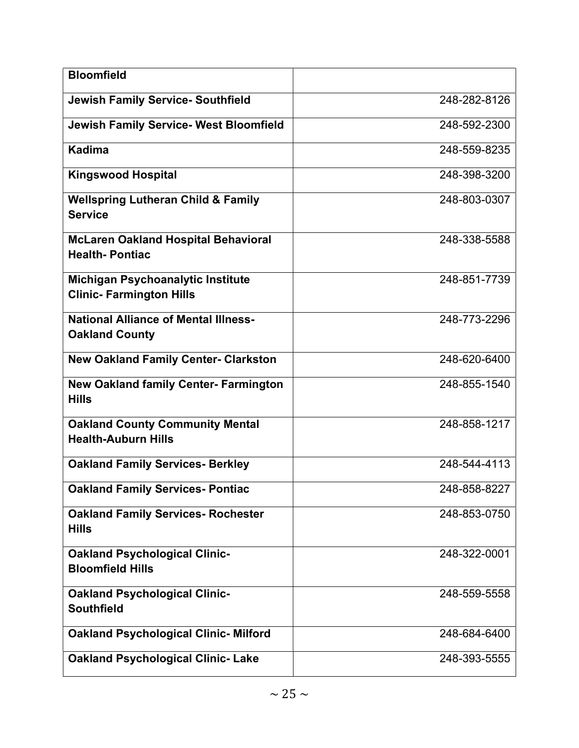| **Bloomfield** | |
|---|---|
| **Jewish Family Service- Southfield** | 248-282-8126 |
| **Jewish Family Service- West Bloomfield** | 248-592-2300 |
| **Kadima** | 248-559-8235 |
| **Kingswood Hospital** | 248-398-3200 |
| **Wellspring Lutheran Child & Family Service** | 248-803-0307 |
| **McLaren Oakland Hospital Behavioral Health- Pontiac** | 248-338-5588 |
| **Michigan Psychoanalytic Institute Clinic- Farmington Hills** | 248-851-7739 |
| **National Alliance of Mental Illness- Oakland County** | 248-773-2296 |
| **New Oakland Family Center- Clarkston** | 248-620-6400 |
| **New Oakland family Center- Farmington Hills** | 248-855-1540 |
| **Oakland County Community Mental Health-Auburn Hills** | 248-858-1217 |
| **Oakland Family Services- Berkley** | 248-544-4113 |
| **Oakland Family Services- Pontiac** | 248-858-8227 |
| **Oakland Family Services- Rochester Hills** | 248-853-0750 |
| **Oakland Psychological Clinic- Bloomfield Hills** | 248-322-0001 |
| **Oakland Psychological Clinic- Southfield** | 248-559-5558 |
| **Oakland Psychological Clinic- Milford** | 248-684-6400 |
| **Oakland Psychological Clinic- Lake** | 248-393-5555 |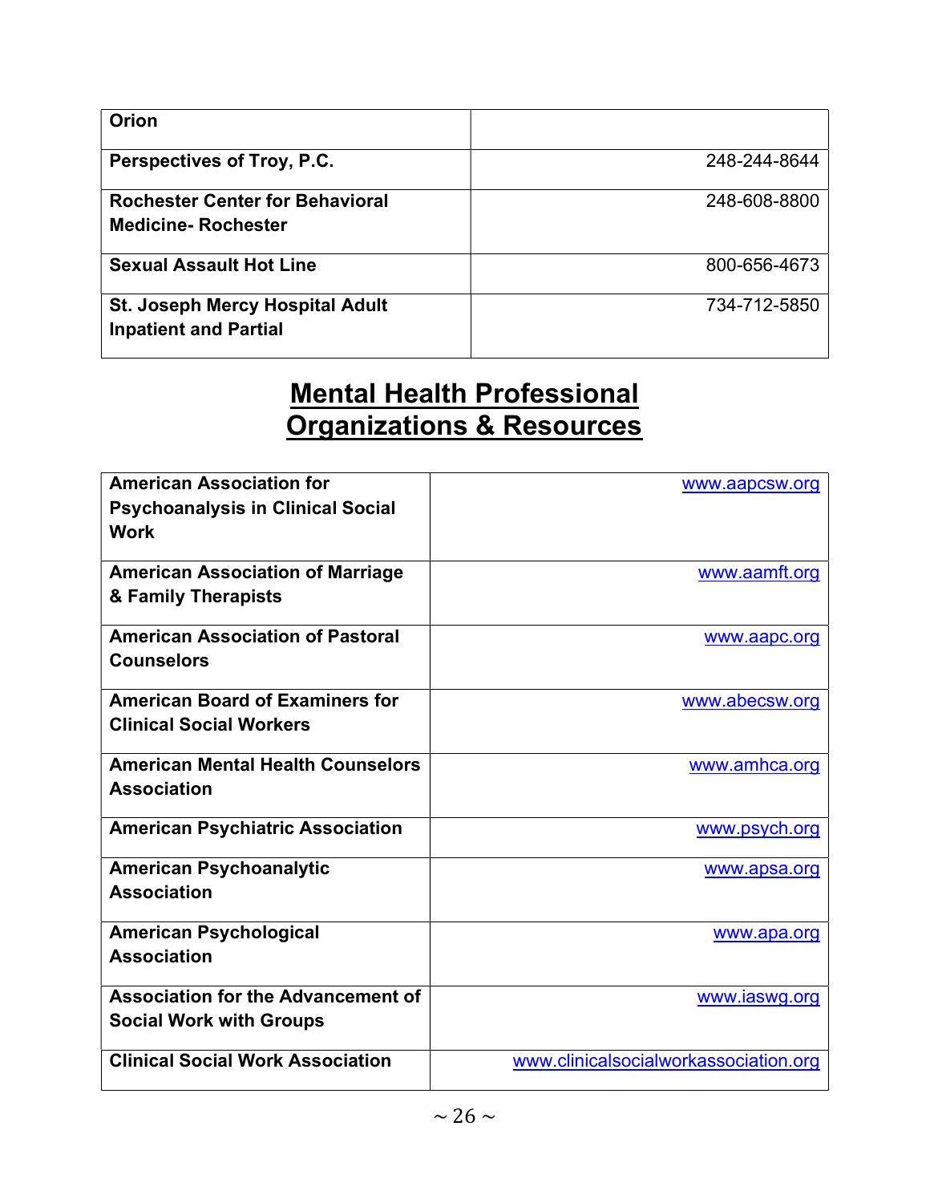| Orion | |
| --- | --- |
| Perspectives of Troy, P.C. | 248-244-8644 |
| Rochester Center for Behavioral Medicine- Rochester | 248-608-8800 |
| Sexual Assault Hot Line | 800-656-4673 |
| St. Joseph Mercy Hospital Adult Inpatient and Partial | 734-712-5850 |

## Mental Health Professional Organizations & Resources

| American Association for Psychoanalysis in Clinical Social Work | www.aapcsw.org |
| --- | --- |
| American Association of Marriage & Family Therapists | www.aamft.org |
| American Association of Pastoral Counselors | www.aapc.org |
| American Board of Examiners for Clinical Social Workers | www.abecsw.org |
| American Mental Health Counselors Association | www.amhca.org |
| American Psychiatric Association | www.psych.org |
| American Psychoanalytic Association | www.apsa.org |
| American Psychological Association | www.apa.org |
| Association for the Advancement of Social Work with Groups | www.iaswg.org |
| Clinical Social Work Association | www.clinicalsocialworkassociation.org |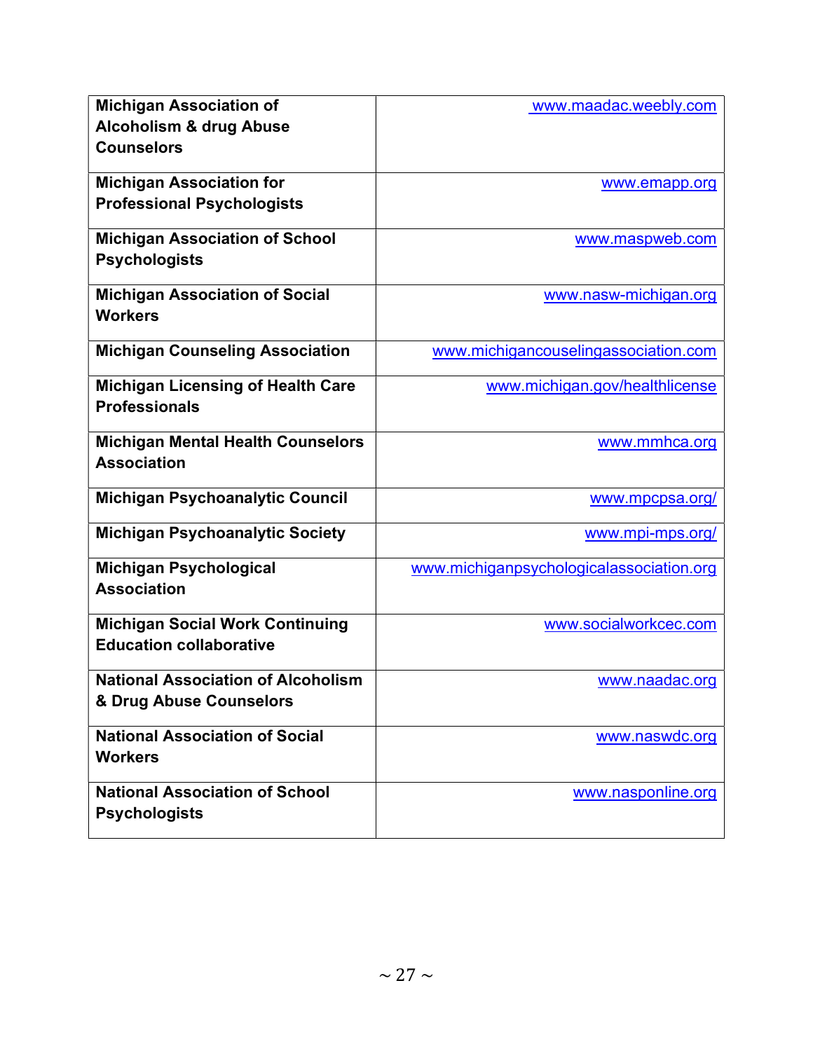| | |
|---|---|
| **Michigan Association of Alcoholism & drug Abuse Counselors** | www.maadac.weebly.com |
| **Michigan Association for Professional Psychologists** | www.emapp.org |
| **Michigan Association of School Psychologists** | www.maspweb.com |
| **Michigan Association of Social Workers** | www.nasw-michigan.org |
| **Michigan Counseling Association** | www.michigancouselingassociation.com |
| **Michigan Licensing of Health Care Professionals** | www.michigan.gov/healthlicense |
| **Michigan Mental Health Counselors Association** | www.mmhca.org |
| **Michigan Psychoanalytic Council** | www.mpcpsa.org/ |
| **Michigan Psychoanalytic Society** | www.mpi-mps.org/ |
| **Michigan Psychological Association** | www.michiganpsychologicalassociation.org |
| **Michigan Social Work Continuing Education collaborative** | www.socialworkcec.com |
| **National Association of Alcoholism & Drug Abuse Counselors** | www.naadac.org |
| **National Association of Social Workers** | www.naswdc.org |
| **National Association of School Psychologists** | www.nasponline.org |